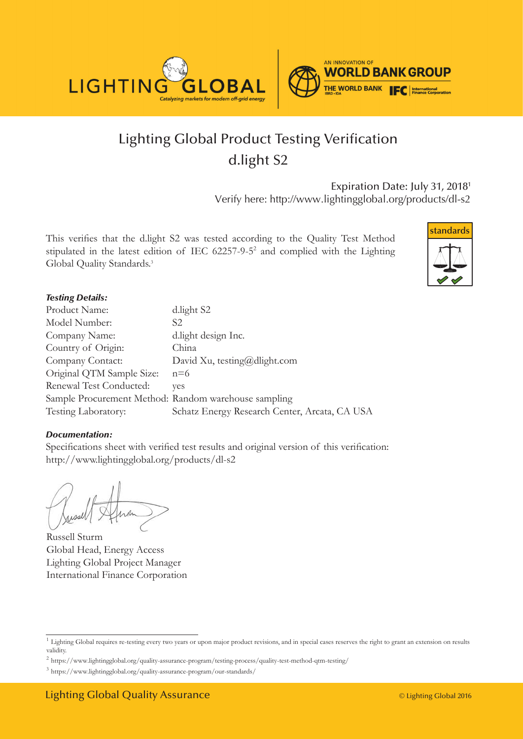# Lighting Global Product Testing Verification
## d.light S2

Expiration Date: July 31, 2018[1]
Verify here: http://www.lightingglobal.org/products/dl-s2

This verifies that the d.light S2 was tested according to the Quality Test Method stipulated in the latest edition of IEC 62257-9-5[2] and complied with the Lighting Global Quality Standards.[3]

***Testing Details:***

Product Name: d.light S2
Model Number: S2
Company Name: d.light design Inc.
Country of Origin: China
Company Contact: David Xu, testing@dlight.com
Original QTM Sample Size: n=6
Renewal Test Conducted: yes
Sample Procurement Method: Random warehouse sampling
Testing Laboratory: Schatz Energy Research Center, Arcata, CA USA

***Documentation:***

Specifications sheet with verified test results and original version of this verification:
http://www.lightingglobal.org/products/dl-s2

Russell Sturm
Global Head, Energy Access
Lighting Global Project Manager
International Finance Corporation

---

[1] Lighting Global requires re-testing every two years or upon major product revisions, and in special cases reserves the right to grant an extension on results validity.

[2] https://www.lightingglobal.org/quality-assurance-program/testing-process/quality-test-method-qtm-testing/

[3] https://www.lightingglobal.org/quality-assurance-program/our-standards/

Lighting Global Quality Assurance © Lighting Global 2016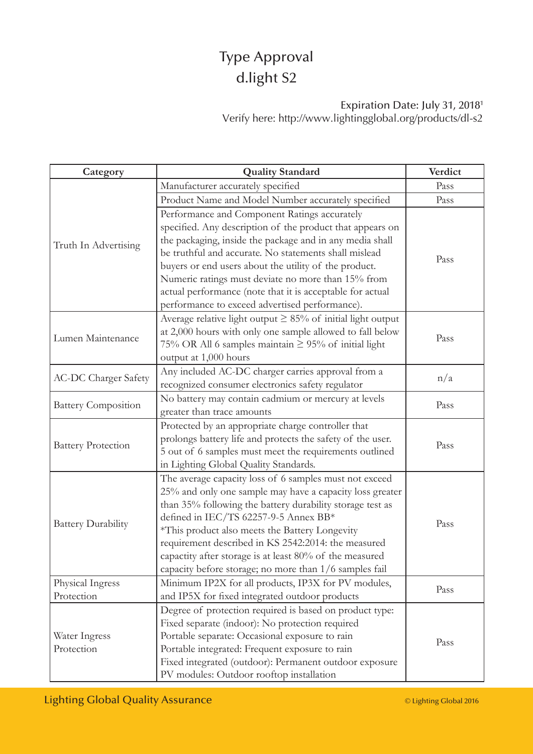# Type Approval
# d.light S2

Expiration Date: July 31, 2018[1]
Verify here: http://www.lightingglobal.org/products/dl-s2

| Category | Quality Standard | Verdict |
|---|---|---|
| Truth In Advertising | Manufacturer accurately specified | Pass |
| | Product Name and Model Number accurately specified | Pass |
| | Performance and Component Ratings accurately specified. Any description of the product that appears on the packaging, inside the package and in any media shall be truthful and accurate. No statements shall mislead buyers or end users about the utility of the product. Numeric ratings must deviate no more than 15% from actual performance (note that it is acceptable for actual performance to exceed advertised performance). | Pass |
| Lumen Maintenance | Average relative light output ≥ 85% of initial light output at 2,000 hours with only one sample allowed to fall below 75% OR All 6 samples maintain ≥ 95% of initial light output at 1,000 hours | Pass |
| AC-DC Charger Safety | Any included AC-DC charger carries approval from a recognized consumer electronics safety regulator | n/a |
| Battery Composition | No battery may contain cadmium or mercury at levels greater than trace amounts | Pass |
| Battery Protection | Protected by an appropriate charge controller that prolongs battery life and protects the safety of the user. 5 out of 6 samples must meet the requirements outlined in Lighting Global Quality Standards. | Pass |
| Battery Durability | The average capacity loss of 6 samples must not exceed 25% and only one sample may have a capacity loss greater than 35% following the battery durability storage test as defined in IEC/TS 62257-9-5 Annex BB* *This product also meets the Battery Longevity requirement described in KS 2542:2014: the measured capactity after storage is at least 80% of the measured capacity before storage; no more than 1/6 samples fail | Pass |
| Physical Ingress Protection | Minimum IP2X for all products, IP3X for PV modules, and IP5X for fixed integrated outdoor products | Pass |
| Water Ingress Protection | Degree of protection required is based on product type: Fixed separate (indoor): No protection required Portable separate: Occasional exposure to rain Portable integrated: Frequent exposure to rain Fixed integrated (outdoor): Permanent outdoor exposure PV modules: Outdoor rooftop installation | Pass |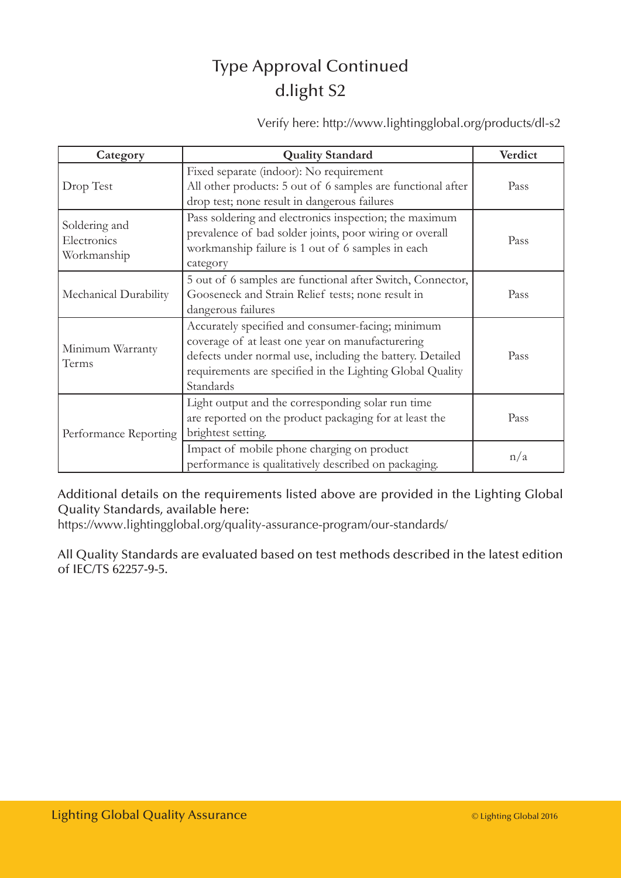# Type Approval Continued
# d.light S2

Verify here: http://www.lightingglobal.org/products/dl-s2

| Category | Quality Standard | Verdict |
|---|---|---|
| Drop Test | Fixed separate (indoor): No requirement<br>All other products: 5 out of 6 samples are functional after drop test; none result in dangerous failures | Pass |
| Soldering and Electronics Workmanship | Pass soldering and electronics inspection; the maximum prevalence of bad solder joints, poor wiring or overall workmanship failure is 1 out of 6 samples in each category | Pass |
| Mechanical Durability | 5 out of 6 samples are functional after Switch, Connector, Gooseneck and Strain Relief tests; none result in dangerous failures | Pass |
| Minimum Warranty Terms | Accurately specified and consumer-facing; minimum coverage of at least one year on manufacturering defects under normal use, including the battery. Detailed requirements are specified in the Lighting Global Quality Standards | Pass |
| Performance Reporting | Light output and the corresponding solar run time are reported on the product packaging for at least the brightest setting. | Pass |
| | Impact of mobile phone charging on product performance is qualitatively described on packaging. | n/a |

Additional details on the requirements listed above are provided in the Lighting Global Quality Standards, available here:
https://www.lightingglobal.org/quality-assurance-program/our-standards/

All Quality Standards are evaluated based on test methods described in the latest edition of IEC/TS 62257-9-5.